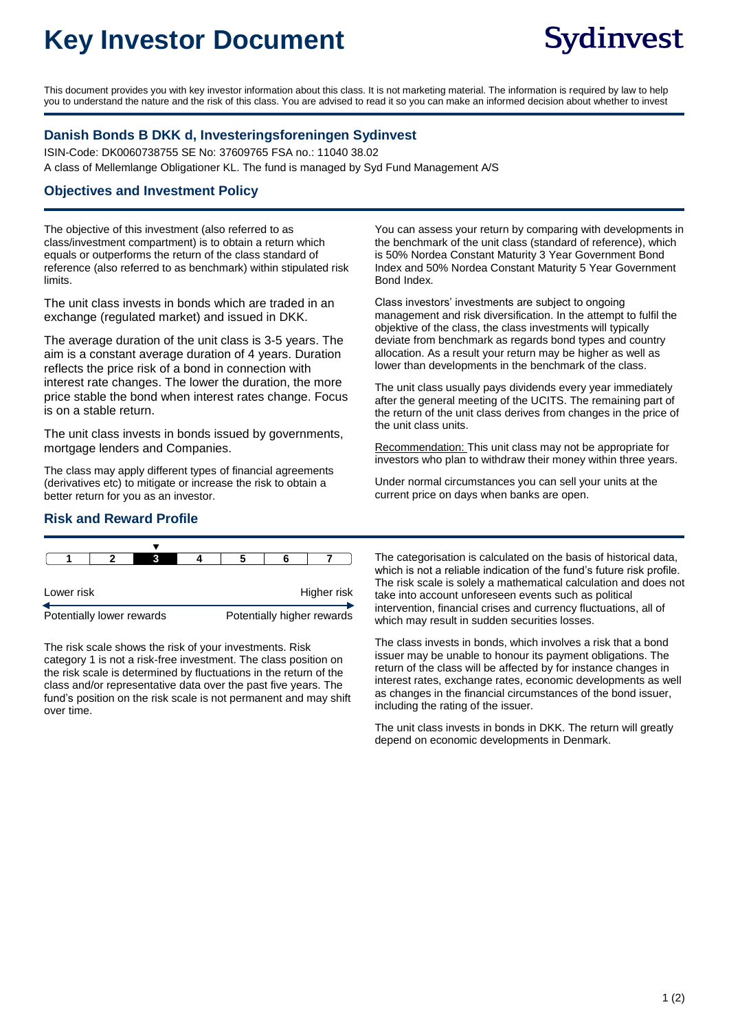# Key Investor Document

Sydinvest

This document provides you with key investor information about this class. It is not marketing material. The information is required by law to help you to understand the nature and the risk of this class. You are advised to read it so you can make an informed decision about whether to invest

### Danish Bonds B DKK d, Investeringsforeningen Sydinvest

ISIN-Code: DK0060738755 SE No: 37609765 FSA no.: 11040 38.02

A class of Mellemlange Obligationer KL. The fund is managed by Syd Fund Management A/S

## Objectives and Investment Policy

The objective of this investment (also referred to as class/investment compartment) is to obtain a return which equals or outperforms the return of the class standard of reference (also referred to as benchmark) within stipulated risk limits.

The unit class invests in bonds which are traded in an exchange (regulated market) and issued in DKK.

The average duration of the unit class is 3-5 years. The aim is a constant average duration of 4 years. Duration reflects the price risk of a bond in connection with interest rate changes. The lower the duration, the more price stable the bond when interest rates change. Focus is on a stable return.

The unit class invests in bonds issued by governments, mortgage lenders and Companies.

The class may apply different types of financial agreements (derivatives etc) to mitigate or increase the risk to obtain a better return for you as an investor.

You can assess your return by comparing with developments in the benchmark of the unit class (standard of reference), which is 50% Nordea Constant Maturity 3 Year Government Bond Index and 50% Nordea Constant Maturity 5 Year Government Bond Index.

Class investors' investments are subject to ongoing management and risk diversification. In the attempt to fulfil the objektive of the class, the class investments will typically deviate from benchmark as regards bond types and country allocation. As a result your return may be higher as well as lower than developments in the benchmark of the class.

The unit class usually pays dividends every year immediately after the general meeting of the UCITS. The remaining part of the return of the unit class derives from changes in the price of the unit class units.

Recommendation: This unit class may not be appropriate for investors who plan to withdraw their money within three years.

Under normal circumstances you can sell your units at the current price on days when banks are open.

## Risk and Reward Profile

| 1 | 2 | **3** | 4 | 5 | 6 | 7 |
|---|---|---|---|---|---|---|

Lower risk — Higher risk

Potentially lower rewards — Potentially higher rewards

The risk scale shows the risk of your investments. Risk category 1 is not a risk-free investment. The class position on the risk scale is determined by fluctuations in the return of the class and/or representative data over the past five years. The fund's position on the risk scale is not permanent and may shift over time.

The categorisation is calculated on the basis of historical data, which is not a reliable indication of the fund's future risk profile. The risk scale is solely a mathematical calculation and does not take into account unforeseen events such as political intervention, financial crises and currency fluctuations, all of which may result in sudden securities losses.

The class invests in bonds, which involves a risk that a bond issuer may be unable to honour its payment obligations. The return of the class will be affected by for instance changes in interest rates, exchange rates, economic developments as well as changes in the financial circumstances of the bond issuer, including the rating of the issuer.

The unit class invests in bonds in DKK. The return will greatly depend on economic developments in Denmark.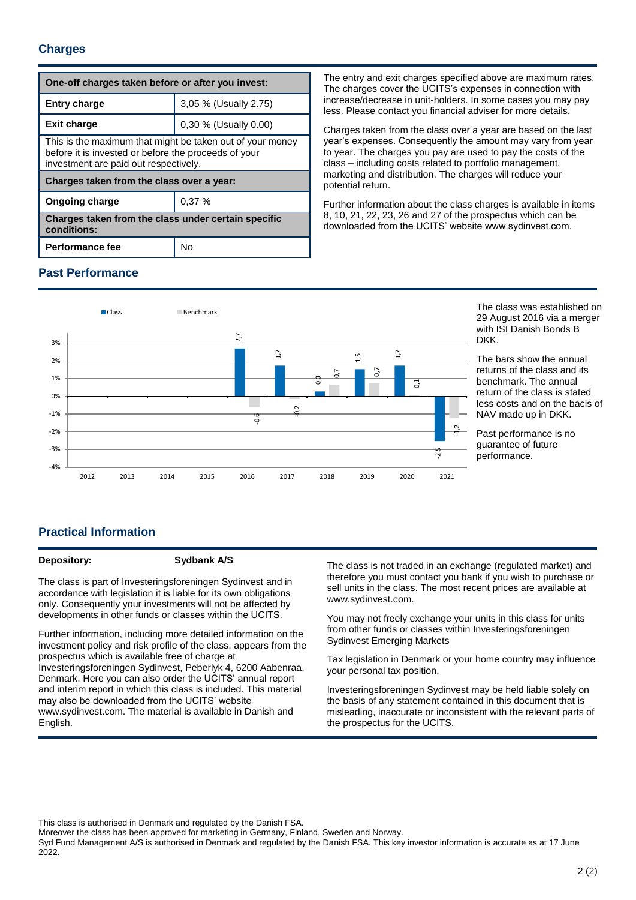## Charges

| One-off charges taken before or after you invest: | |
|---|---|
| **Entry charge** | 3,05 % (Usually 2.75) |
| **Exit charge** | 0,30 % (Usually 0.00) |
| This is the maximum that might be taken out of your money before it is invested or before the proceeds of your investment are paid out respectively. | |
| **Charges taken from the class over a year:** | |
| **Ongoing charge** | 0,37 % |
| **Charges taken from the class under certain specific conditions:** | |
| **Performance fee** | No |

The entry and exit charges specified above are maximum rates. The charges cover the UCITS's expenses in connection with increase/decrease in unit-holders. In some cases you may pay less. Please contact you financial adviser for more details.

Charges taken from the class over a year are based on the last year's expenses. Consequently the amount may vary from year to year. The charges you pay are used to pay the costs of the class – including costs related to portfolio management, marketing and distribution. The charges will reduce your potential return.

Further information about the class charges is available in items 8, 10, 21, 22, 23, 26 and 27 of the prospectus which can be downloaded from the UCITS' website www.sydinvest.com.

## Past Performance

Class
Benchmark

3%
2%
1%
0%
-1%
-2%
-3%
-4%

2012 2013 2014 2015 2016 2017 2018 2019 2020 2021

2,7
-0,6
1,7
-0,2
0,3
0,7
1,5
0,7
1,7
0,1
-2,5
-1,2

The class was established on 29 August 2016 via a merger with ISI Danish Bonds B DKK.

The bars show the annual returns of the class and its benchmark. The annual return of the class is stated less costs and on the bacis of NAV made up in DKK.

Past performance is no guarantee of future performance.

## Practical Information

**Depository:** **Sydbank A/S**

The class is part of Investeringsforeningen Sydinvest and in accordance with legislation it is liable for its own obligations only. Consequently your investments will not be affected by developments in other funds or classes within the UCITS.

Further information, including more detailed information on the investment policy and risk profile of the class, appears from the prospectus which is available free of charge at Investeringsforeningen Sydinvest, Peberlyk 4, 6200 Aabenraa, Denmark. Here you can also order the UCITS' annual report and interim report in which this class is included. This material may also be downloaded from the UCITS' website www.sydinvest.com. The material is available in Danish and English.

The class is not traded in an exchange (regulated market) and therefore you must contact you bank if you wish to purchase or sell units in the class. The most recent prices are available at www.sydinvest.com.

You may not freely exchange your units in this class for units from other funds or classes within Investeringsforeningen Sydinvest Emerging Markets

Tax legislation in Denmark or your home country may influence your personal tax position.

Investeringsforeningen Sydinvest may be held liable solely on the basis of any statement contained in this document that is misleading, inaccurate or inconsistent with the relevant parts of the prospectus for the UCITS.

This class is authorised in Denmark and regulated by the Danish FSA.
Moreover the class has been approved for marketing in Germany, Finland, Sweden and Norway.
Syd Fund Management A/S is authorised in Denmark and regulated by the Danish FSA. This key investor information is accurate as at 17 June 2022.